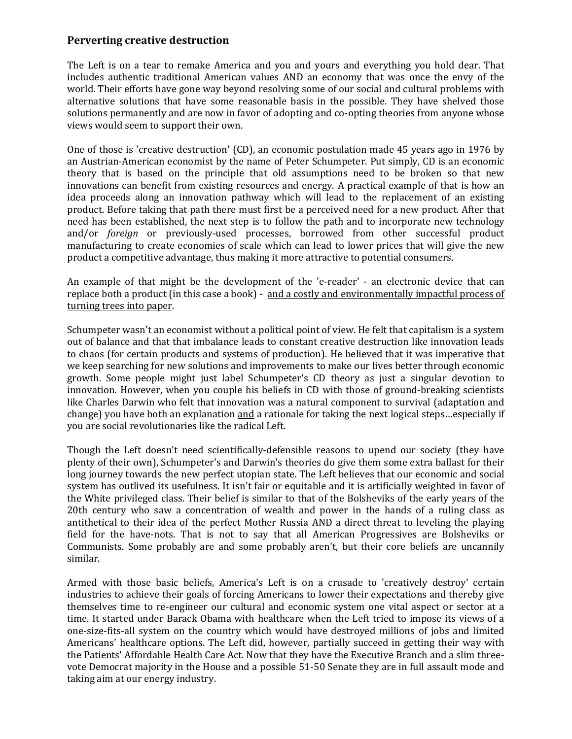## Perverting creative destruction

The Left is on a tear to remake America and you and yours and everything you hold dear. That includes authentic traditional American values AND an economy that was once the envy of the world. Their efforts have gone way beyond resolving some of our social and cultural problems with alternative solutions that have some reasonable basis in the possible. They have shelved those solutions permanently and are now in favor of adopting and co-opting theories from anyone whose views would seem to support their own.

One of those is 'creative destruction' (CD), an economic postulation made 45 years ago in 1976 by an Austrian-American economist by the name of Peter Schumpeter. Put simply, CD is an economic theory that is based on the principle that old assumptions need to be broken so that new innovations can benefit from existing resources and energy. A practical example of that is how an idea proceeds along an innovation pathway which will lead to the replacement of an existing product. Before taking that path there must first be a perceived need for a new product. After that need has been established, the next step is to follow the path and to incorporate new technology and/or *foreign* or previously-used processes, borrowed from other successful product manufacturing to create economies of scale which can lead to lower prices that will give the new product a competitive advantage, thus making it more attractive to potential consumers.

An example of that might be the development of the 'e-reader' - an electronic device that can replace both a product (in this case a book) - <u>and a costly and environmentally impactful process of turning trees into paper</u>.

Schumpeter wasn't an economist without a political point of view. He felt that capitalism is a system out of balance and that that imbalance leads to constant creative destruction like innovation leads to chaos (for certain products and systems of production). He believed that it was imperative that we keep searching for new solutions and improvements to make our lives better through economic growth. Some people might just label Schumpeter's CD theory as just a singular devotion to innovation. However, when you couple his beliefs in CD with those of ground-breaking scientists like Charles Darwin who felt that innovation was a natural component to survival (adaptation and change) you have both an explanation <u>and</u> a rationale for taking the next logical steps…especially if you are social revolutionaries like the radical Left.

Though the Left doesn't need scientifically-defensible reasons to upend our society (they have plenty of their own), Schumpeter's and Darwin's theories do give them some extra ballast for their long journey towards the new perfect utopian state. The Left believes that our economic and social system has outlived its usefulness. It isn't fair or equitable and it is artificially weighted in favor of the White privileged class. Their belief is similar to that of the Bolsheviks of the early years of the 20th century who saw a concentration of wealth and power in the hands of a ruling class as antithetical to their idea of the perfect Mother Russia AND a direct threat to leveling the playing field for the have-nots. That is not to say that all American Progressives are Bolsheviks or Communists. Some probably are and some probably aren't, but their core beliefs are uncannily similar.

Armed with those basic beliefs, America's Left is on a crusade to 'creatively destroy' certain industries to achieve their goals of forcing Americans to lower their expectations and thereby give themselves time to re-engineer our cultural and economic system one vital aspect or sector at a time. It started under Barack Obama with healthcare when the Left tried to impose its views of a one-size-fits-all system on the country which would have destroyed millions of jobs and limited Americans' healthcare options. The Left did, however, partially succeed in getting their way with the Patients' Affordable Health Care Act. Now that they have the Executive Branch and a slim three-vote Democrat majority in the House and a possible 51-50 Senate they are in full assault mode and taking aim at our energy industry.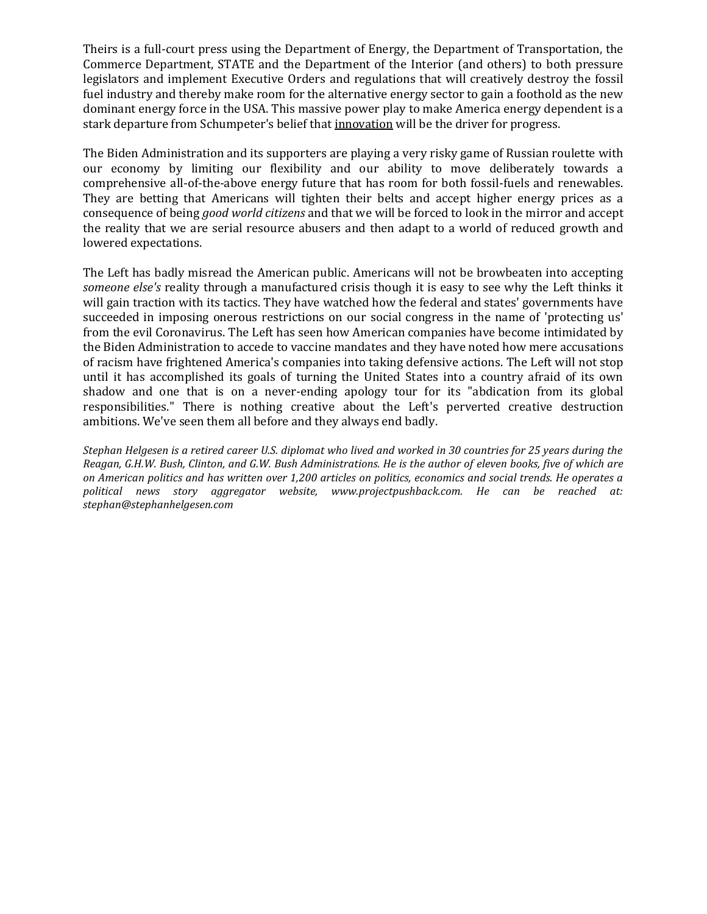Theirs is a full-court press using the Department of Energy, the Department of Transportation, the Commerce Department, STATE and the Department of the Interior (and others) to both pressure legislators and implement Executive Orders and regulations that will creatively destroy the fossil fuel industry and thereby make room for the alternative energy sector to gain a foothold as the new dominant energy force in the USA. This massive power play to make America energy dependent is a stark departure from Schumpeter's belief that <u>innovation</u> will be the driver for progress.

The Biden Administration and its supporters are playing a very risky game of Russian roulette with our economy by limiting our flexibility and our ability to move deliberately towards a comprehensive all-of-the-above energy future that has room for both fossil-fuels and renewables. They are betting that Americans will tighten their belts and accept higher energy prices as a consequence of being *good world citizens* and that we will be forced to look in the mirror and accept the reality that we are serial resource abusers and then adapt to a world of reduced growth and lowered expectations.

The Left has badly misread the American public. Americans will not be browbeaten into accepting *someone else's* reality through a manufactured crisis though it is easy to see why the Left thinks it will gain traction with its tactics. They have watched how the federal and states' governments have succeeded in imposing onerous restrictions on our social congress in the name of 'protecting us' from the evil Coronavirus. The Left has seen how American companies have become intimidated by the Biden Administration to accede to vaccine mandates and they have noted how mere accusations of racism have frightened America's companies into taking defensive actions. The Left will not stop until it has accomplished its goals of turning the United States into a country afraid of its own shadow and one that is on a never-ending apology tour for its "abdication from its global responsibilities." There is nothing creative about the Left's perverted creative destruction ambitions. We've seen them all before and they always end badly.

*Stephan Helgesen is a retired career U.S. diplomat who lived and worked in 30 countries for 25 years during the Reagan, G.H.W. Bush, Clinton, and G.W. Bush Administrations. He is the author of eleven books, five of which are on American politics and has written over 1,200 articles on politics, economics and social trends. He operates a political news story aggregator website, www.projectpushback.com. He can be reached at: stephan@stephanhelgesen.com*